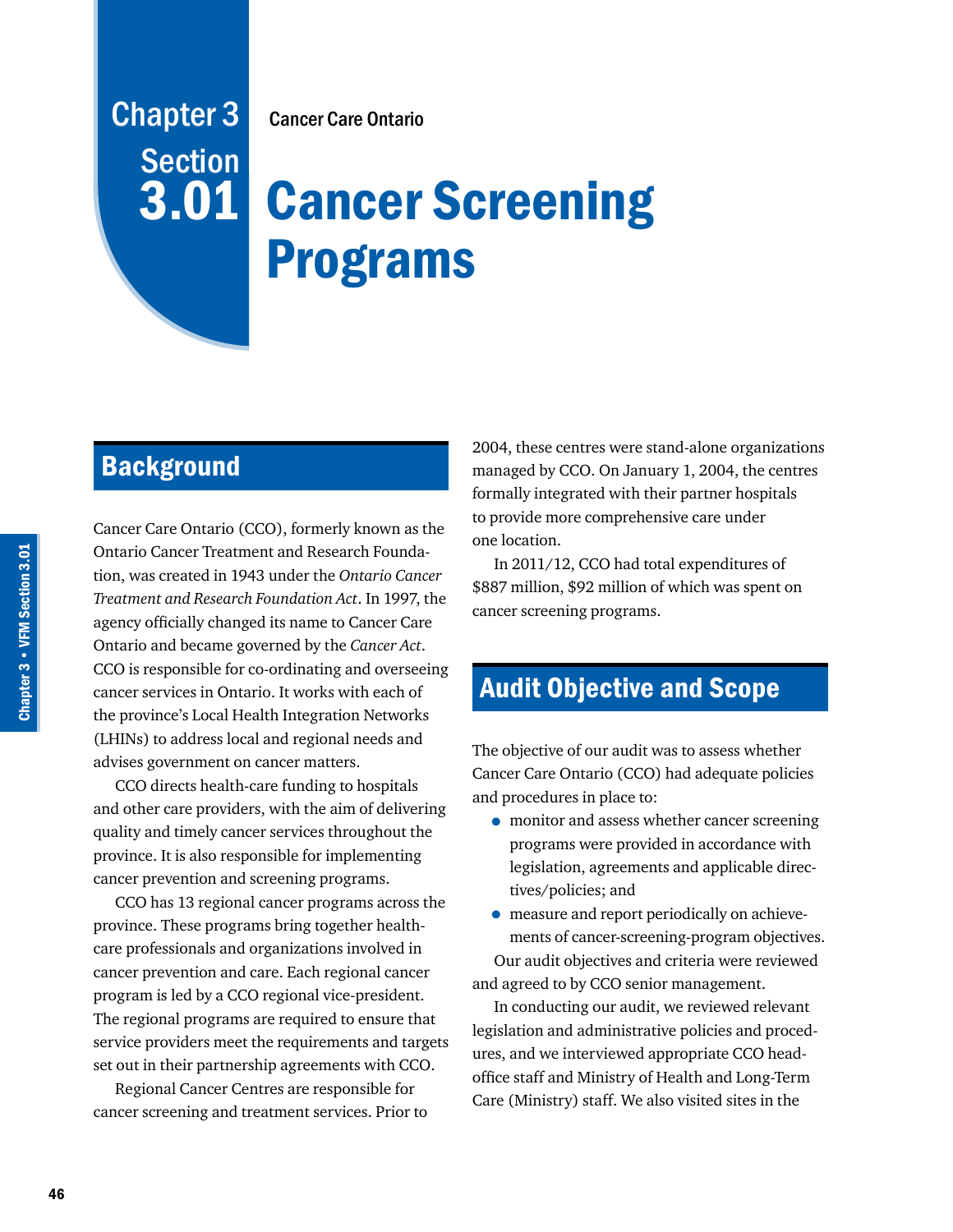# Chapter 3 Section 3.01

Cancer Care Ontario

# Cancer Screening Programs

## Background

Cancer Care Ontario (CCO), formerly known as the Ontario Cancer Treatment and Research Foundation, was created in 1943 under the *Ontario Cancer Treatment and Research Foundation Act*. In 1997, the agency officially changed its name to Cancer Care Ontario and became governed by the *Cancer Act*. CCO is responsible for co-ordinating and overseeing cancer services in Ontario. It works with each of the province's Local Health Integration Networks (LHINs) to address local and regional needs and advises government on cancer matters.

CCO directs health-care funding to hospitals and other care providers, with the aim of delivering quality and timely cancer services throughout the province. It is also responsible for implementing cancer prevention and screening programs.

CCO has 13 regional cancer programs across the province. These programs bring together health-care professionals and organizations involved in cancer prevention and care. Each regional cancer program is led by a CCO regional vice-president. The regional programs are required to ensure that service providers meet the requirements and targets set out in their partnership agreements with CCO.

Regional Cancer Centres are responsible for cancer screening and treatment services. Prior to 2004, these centres were stand-alone organizations managed by CCO. On January 1, 2004, the centres formally integrated with their partner hospitals to provide more comprehensive care under one location.

In 2011/12, CCO had total expenditures of $887 million, $92 million of which was spent on cancer screening programs.

## Audit Objective and Scope

The objective of our audit was to assess whether Cancer Care Ontario (CCO) had adequate policies and procedures in place to:

- monitor and assess whether cancer screening programs were provided in accordance with legislation, agreements and applicable directives/policies; and
- measure and report periodically on achievements of cancer-screening-program objectives.

Our audit objectives and criteria were reviewed and agreed to by CCO senior management.

In conducting our audit, we reviewed relevant legislation and administrative policies and procedures, and we interviewed appropriate CCO head-office staff and Ministry of Health and Long-Term Care (Ministry) staff. We also visited sites in the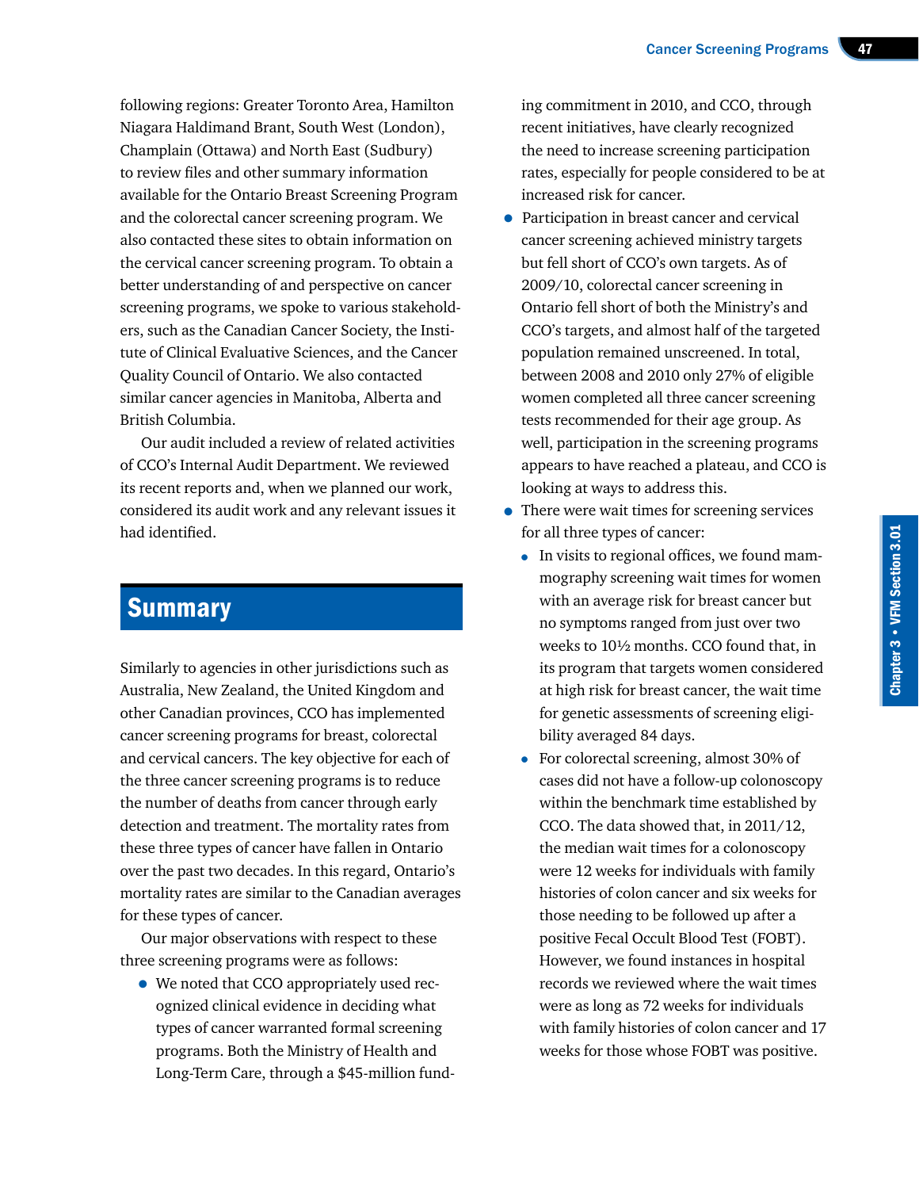following regions: Greater Toronto Area, Hamilton Niagara Haldimand Brant, South West (London), Champlain (Ottawa) and North East (Sudbury) to review files and other summary information available for the Ontario Breast Screening Program and the colorectal cancer screening program. We also contacted these sites to obtain information on the cervical cancer screening program. To obtain a better understanding of and perspective on cancer screening programs, we spoke to various stakeholders, such as the Canadian Cancer Society, the Institute of Clinical Evaluative Sciences, and the Cancer Quality Council of Ontario. We also contacted similar cancer agencies in Manitoba, Alberta and British Columbia.

Our audit included a review of related activities of CCO's Internal Audit Department. We reviewed its recent reports and, when we planned our work, considered its audit work and any relevant issues it had identified.

## Summary

Similarly to agencies in other jurisdictions such as Australia, New Zealand, the United Kingdom and other Canadian provinces, CCO has implemented cancer screening programs for breast, colorectal and cervical cancers. The key objective for each of the three cancer screening programs is to reduce the number of deaths from cancer through early detection and treatment. The mortality rates from these three types of cancer have fallen in Ontario over the past two decades. In this regard, Ontario's mortality rates are similar to the Canadian averages for these types of cancer.

Our major observations with respect to these three screening programs were as follows:

- We noted that CCO appropriately used recognized clinical evidence in deciding what types of cancer warranted formal screening programs. Both the Ministry of Health and Long-Term Care, through a $45-million funding commitment in 2010, and CCO, through recent initiatives, have clearly recognized the need to increase screening participation rates, especially for people considered to be at increased risk for cancer.
- Participation in breast cancer and cervical cancer screening achieved ministry targets but fell short of CCO's own targets. As of 2009/10, colorectal cancer screening in Ontario fell short of both the Ministry's and CCO's targets, and almost half of the targeted population remained unscreened. In total, between 2008 and 2010 only 27% of eligible women completed all three cancer screening tests recommended for their age group. As well, participation in the screening programs appears to have reached a plateau, and CCO is looking at ways to address this.
- There were wait times for screening services for all three types of cancer:
  - In visits to regional offices, we found mammography screening wait times for women with an average risk for breast cancer but no symptoms ranged from just over two weeks to 10½ months. CCO found that, in its program that targets women considered at high risk for breast cancer, the wait time for genetic assessments of screening eligibility averaged 84 days.
  - For colorectal screening, almost 30% of cases did not have a follow-up colonoscopy within the benchmark time established by CCO. The data showed that, in 2011/12, the median wait times for a colonoscopy were 12 weeks for individuals with family histories of colon cancer and six weeks for those needing to be followed up after a positive Fecal Occult Blood Test (FOBT). However, we found instances in hospital records we reviewed where the wait times were as long as 72 weeks for individuals with family histories of colon cancer and 17 weeks for those whose FOBT was positive.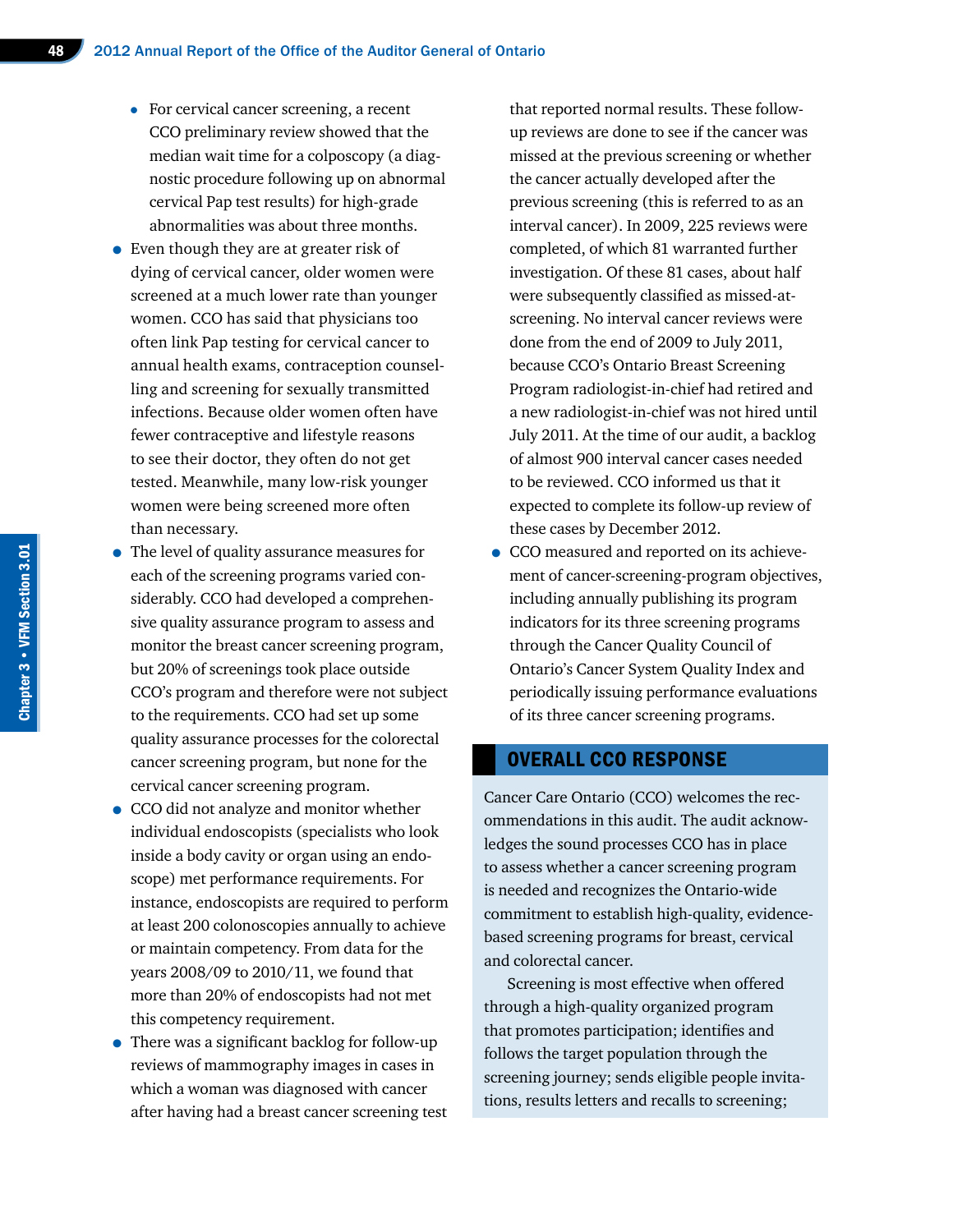- For cervical cancer screening, a recent CCO preliminary review showed that the median wait time for a colposcopy (a diagnostic procedure following up on abnormal cervical Pap test results) for high-grade abnormalities was about three months.

- Even though they are at greater risk of dying of cervical cancer, older women were screened at a much lower rate than younger women. CCO has said that physicians too often link Pap testing for cervical cancer to annual health exams, contraception counselling and screening for sexually transmitted infections. Because older women often have fewer contraceptive and lifestyle reasons to see their doctor, they often do not get tested. Meanwhile, many low-risk younger women were being screened more often than necessary.
- The level of quality assurance measures for each of the screening programs varied considerably. CCO had developed a comprehensive quality assurance program to assess and monitor the breast cancer screening program, but 20% of screenings took place outside CCO's program and therefore were not subject to the requirements. CCO had set up some quality assurance processes for the colorectal cancer screening program, but none for the cervical cancer screening program.
- CCO did not analyze and monitor whether individual endoscopists (specialists who look inside a body cavity or organ using an endoscope) met performance requirements. For instance, endoscopists are required to perform at least 200 colonoscopies annually to achieve or maintain competency. From data for the years 2008/09 to 2010/11, we found that more than 20% of endoscopists had not met this competency requirement.
- There was a significant backlog for follow-up reviews of mammography images in cases in which a woman was diagnosed with cancer after having had a breast cancer screening test that reported normal results. These follow-up reviews are done to see if the cancer was missed at the previous screening or whether the cancer actually developed after the previous screening (this is referred to as an interval cancer). In 2009, 225 reviews were completed, of which 81 warranted further investigation. Of these 81 cases, about half were subsequently classified as missed-at-screening. No interval cancer reviews were done from the end of 2009 to July 2011, because CCO's Ontario Breast Screening Program radiologist-in-chief had retired and a new radiologist-in-chief was not hired until July 2011. At the time of our audit, a backlog of almost 900 interval cancer cases needed to be reviewed. CCO informed us that it expected to complete its follow-up review of these cases by December 2012.
- CCO measured and reported on its achievement of cancer-screening-program objectives, including annually publishing its program indicators for its three screening programs through the Cancer Quality Council of Ontario's Cancer System Quality Index and periodically issuing performance evaluations of its three cancer screening programs.

## OVERALL CCO RESPONSE

Cancer Care Ontario (CCO) welcomes the recommendations in this audit. The audit acknowledges the sound processes CCO has in place to assess whether a cancer screening program is needed and recognizes the Ontario-wide commitment to establish high-quality, evidence-based screening programs for breast, cervical and colorectal cancer.

Screening is most effective when offered through a high-quality organized program that promotes participation; identifies and follows the target population through the screening journey; sends eligible people invitations, results letters and recalls to screening;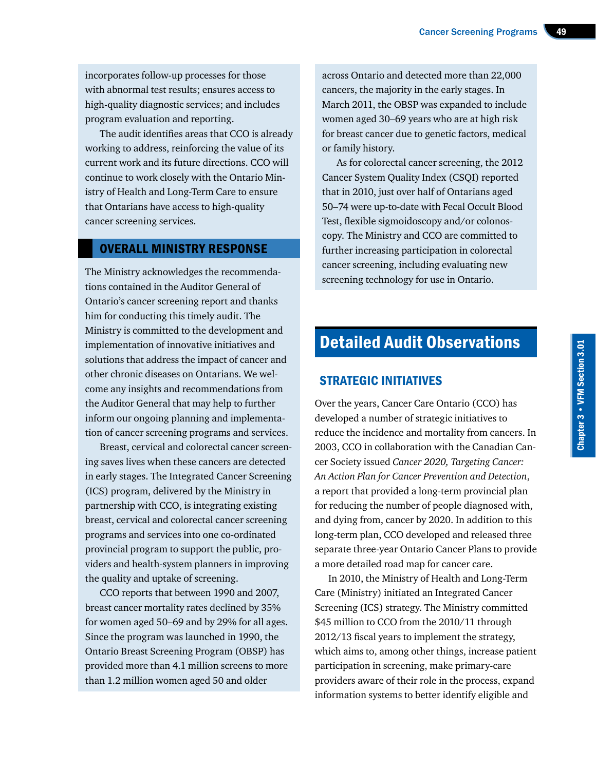incorporates follow-up processes for those with abnormal test results; ensures access to high-quality diagnostic services; and includes program evaluation and reporting.

The audit identifies areas that CCO is already working to address, reinforcing the value of its current work and its future directions. CCO will continue to work closely with the Ontario Ministry of Health and Long-Term Care to ensure that Ontarians have access to high-quality cancer screening services.

## OVERALL MINISTRY RESPONSE

The Ministry acknowledges the recommendations contained in the Auditor General of Ontario's cancer screening report and thanks him for conducting this timely audit. The Ministry is committed to the development and implementation of innovative initiatives and solutions that address the impact of cancer and other chronic diseases on Ontarians. We welcome any insights and recommendations from the Auditor General that may help to further inform our ongoing planning and implementation of cancer screening programs and services.

Breast, cervical and colorectal cancer screening saves lives when these cancers are detected in early stages. The Integrated Cancer Screening (ICS) program, delivered by the Ministry in partnership with CCO, is integrating existing breast, cervical and colorectal cancer screening programs and services into one co-ordinated provincial program to support the public, providers and health-system planners in improving the quality and uptake of screening.

CCO reports that between 1990 and 2007, breast cancer mortality rates declined by 35% for women aged 50–69 and by 29% for all ages. Since the program was launched in 1990, the Ontario Breast Screening Program (OBSP) has provided more than 4.1 million screens to more than 1.2 million women aged 50 and older across Ontario and detected more than 22,000 cancers, the majority in the early stages. In March 2011, the OBSP was expanded to include women aged 30–69 years who are at high risk for breast cancer due to genetic factors, medical or family history.

As for colorectal cancer screening, the 2012 Cancer System Quality Index (CSQI) reported that in 2010, just over half of Ontarians aged 50–74 were up-to-date with Fecal Occult Blood Test, flexible sigmoidoscopy and/or colonoscopy. The Ministry and CCO are committed to further increasing participation in colorectal cancer screening, including evaluating new screening technology for use in Ontario.

# Detailed Audit Observations

## STRATEGIC INITIATIVES

Over the years, Cancer Care Ontario (CCO) has developed a number of strategic initiatives to reduce the incidence and mortality from cancers. In 2003, CCO in collaboration with the Canadian Cancer Society issued *Cancer 2020, Targeting Cancer: An Action Plan for Cancer Prevention and Detection*, a report that provided a long-term provincial plan for reducing the number of people diagnosed with, and dying from, cancer by 2020. In addition to this long-term plan, CCO developed and released three separate three-year Ontario Cancer Plans to provide a more detailed road map for cancer care.

In 2010, the Ministry of Health and Long-Term Care (Ministry) initiated an Integrated Cancer Screening (ICS) strategy. The Ministry committed $45 million to CCO from the 2010/11 through 2012/13 fiscal years to implement the strategy, which aims to, among other things, increase patient participation in screening, make primary-care providers aware of their role in the process, expand information systems to better identify eligible and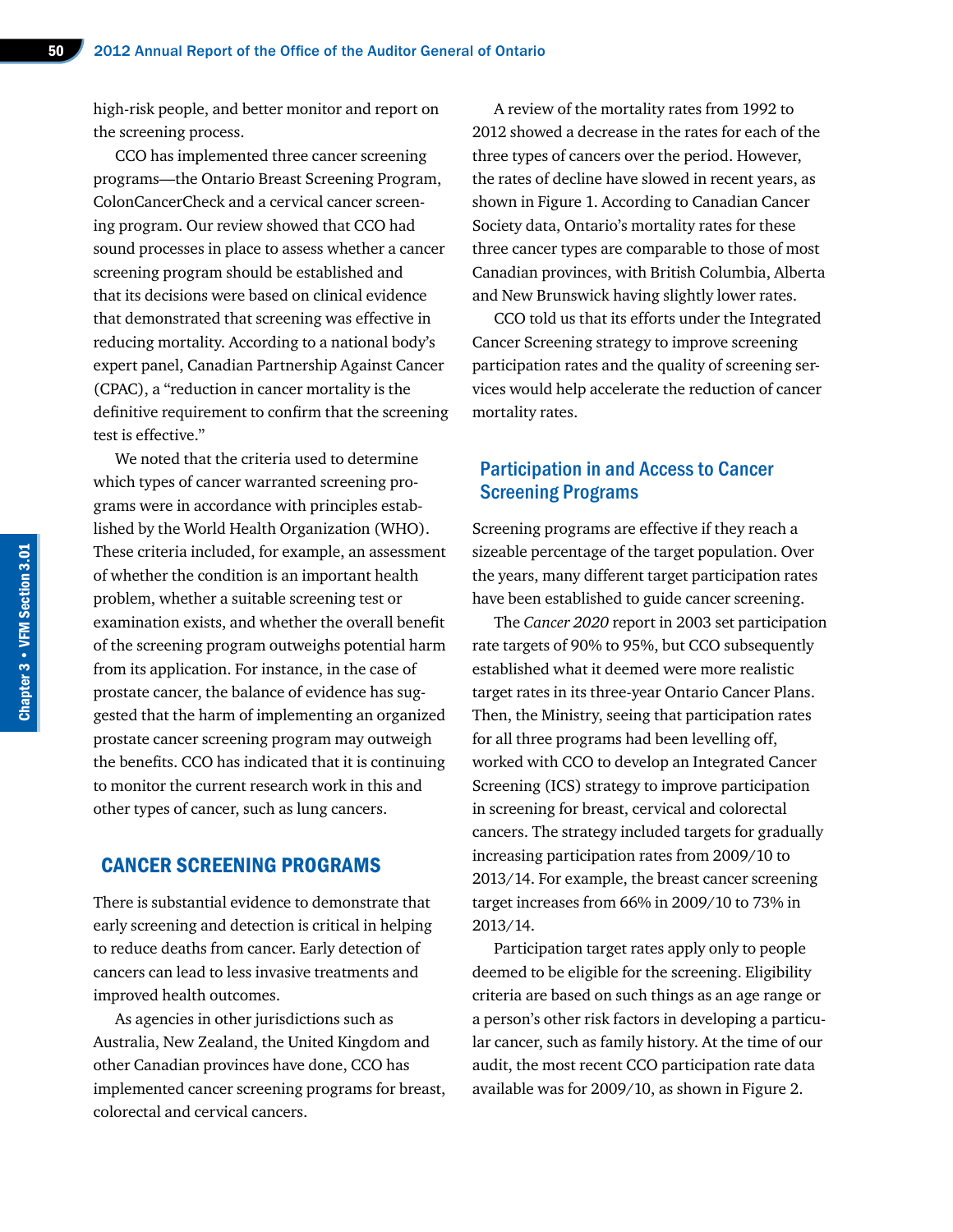high-risk people, and better monitor and report on the screening process.

CCO has implemented three cancer screening programs—the Ontario Breast Screening Program, ColonCancerCheck and a cervical cancer screening program. Our review showed that CCO had sound processes in place to assess whether a cancer screening program should be established and that its decisions were based on clinical evidence that demonstrated that screening was effective in reducing mortality. According to a national body's expert panel, Canadian Partnership Against Cancer (CPAC), a "reduction in cancer mortality is the definitive requirement to confirm that the screening test is effective."

We noted that the criteria used to determine which types of cancer warranted screening programs were in accordance with principles established by the World Health Organization (WHO). These criteria included, for example, an assessment of whether the condition is an important health problem, whether a suitable screening test or examination exists, and whether the overall benefit of the screening program outweighs potential harm from its application. For instance, in the case of prostate cancer, the balance of evidence has suggested that the harm of implementing an organized prostate cancer screening program may outweigh the benefits. CCO has indicated that it is continuing to monitor the current research work in this and other types of cancer, such as lung cancers.

## CANCER SCREENING PROGRAMS

There is substantial evidence to demonstrate that early screening and detection is critical in helping to reduce deaths from cancer. Early detection of cancers can lead to less invasive treatments and improved health outcomes.

As agencies in other jurisdictions such as Australia, New Zealand, the United Kingdom and other Canadian provinces have done, CCO has implemented cancer screening programs for breast, colorectal and cervical cancers.

A review of the mortality rates from 1992 to 2012 showed a decrease in the rates for each of the three types of cancers over the period. However, the rates of decline have slowed in recent years, as shown in Figure 1. According to Canadian Cancer Society data, Ontario's mortality rates for these three cancer types are comparable to those of most Canadian provinces, with British Columbia, Alberta and New Brunswick having slightly lower rates.

CCO told us that its efforts under the Integrated Cancer Screening strategy to improve screening participation rates and the quality of screening services would help accelerate the reduction of cancer mortality rates.

### Participation in and Access to Cancer Screening Programs

Screening programs are effective if they reach a sizeable percentage of the target population. Over the years, many different target participation rates have been established to guide cancer screening.

The *Cancer 2020* report in 2003 set participation rate targets of 90% to 95%, but CCO subsequently established what it deemed were more realistic target rates in its three-year Ontario Cancer Plans. Then, the Ministry, seeing that participation rates for all three programs had been levelling off, worked with CCO to develop an Integrated Cancer Screening (ICS) strategy to improve participation in screening for breast, cervical and colorectal cancers. The strategy included targets for gradually increasing participation rates from 2009/10 to 2013/14. For example, the breast cancer screening target increases from 66% in 2009/10 to 73% in 2013/14.

Participation target rates apply only to people deemed to be eligible for the screening. Eligibility criteria are based on such things as an age range or a person's other risk factors in developing a particular cancer, such as family history. At the time of our audit, the most recent CCO participation rate data available was for 2009/10, as shown in Figure 2.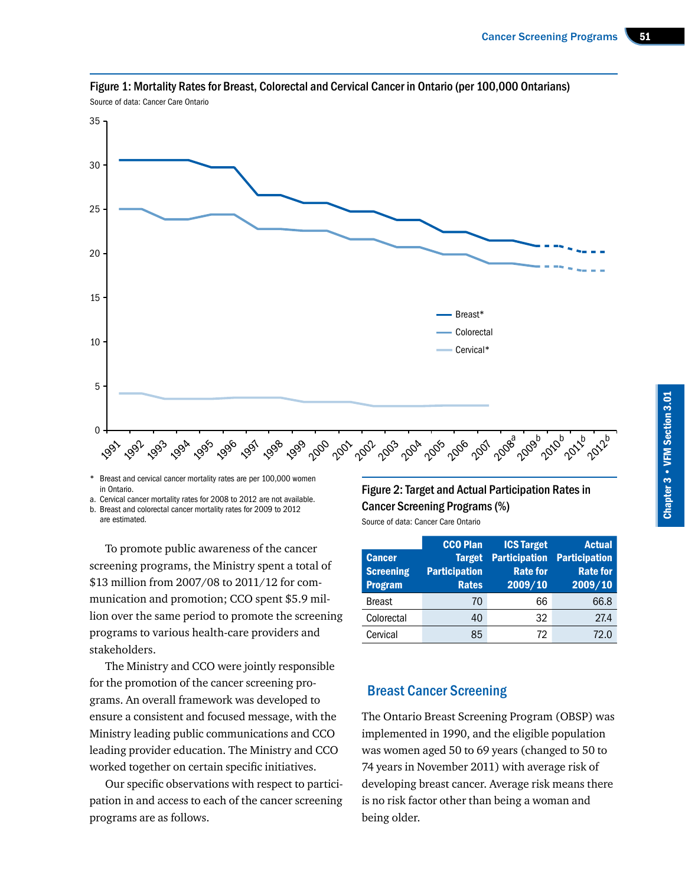Figure 1: Mortality Rates for Breast, Colorectal and Cervical Cancer in Ontario (per 100,000 Ontarians)

Source of data: Cancer Care Ontario

\* Breast and cervical cancer mortality rates are per 100,000 women in Ontario.

a. Cervical cancer mortality rates for 2008 to 2012 are not available.

b. Breast and colorectal cancer mortality rates for 2009 to 2012 are estimated.

To promote public awareness of the cancer screening programs, the Ministry spent a total of $13 million from 2007/08 to 2011/12 for communication and promotion; CCO spent $5.9 million over the same period to promote the screening programs to various health-care providers and stakeholders.

The Ministry and CCO were jointly responsible for the promotion of the cancer screening programs. An overall framework was developed to ensure a consistent and focused message, with the Ministry leading public communications and CCO leading provider education. The Ministry and CCO worked together on certain specific initiatives.

Our specific observations with respect to participation in and access to each of the cancer screening programs are as follows.

Figure 2: Target and Actual Participation Rates in Cancer Screening Programs (%)

Source of data: Cancer Care Ontario

| Cancer Screening Program | CCO Plan Target Participation Rates | ICS Target Participation Rate for 2009/10 | Actual Participation Rate for 2009/10 |
|---|---|---|---|
| Breast | 70 | 66 | 66.8 |
| Colorectal | 40 | 32 | 27.4 |
| Cervical | 85 | 72 | 72.0 |

## Breast Cancer Screening

The Ontario Breast Screening Program (OBSP) was implemented in 1990, and the eligible population was women aged 50 to 69 years (changed to 50 to 74 years in November 2011) with average risk of developing breast cancer. Average risk means there is no risk factor other than being a woman and being older.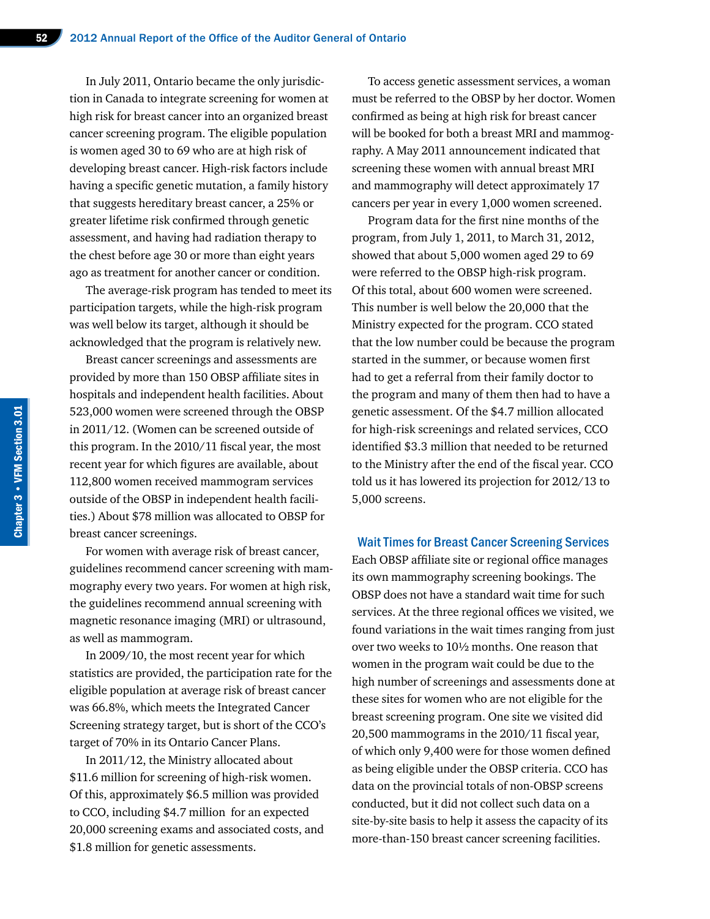In July 2011, Ontario became the only jurisdiction in Canada to integrate screening for women at high risk for breast cancer into an organized breast cancer screening program. The eligible population is women aged 30 to 69 who are at high risk of developing breast cancer. High-risk factors include having a specific genetic mutation, a family history that suggests hereditary breast cancer, a 25% or greater lifetime risk confirmed through genetic assessment, and having had radiation therapy to the chest before age 30 or more than eight years ago as treatment for another cancer or condition.

The average-risk program has tended to meet its participation targets, while the high-risk program was well below its target, although it should be acknowledged that the program is relatively new.

Breast cancer screenings and assessments are provided by more than 150 OBSP affiliate sites in hospitals and independent health facilities. About 523,000 women were screened through the OBSP in 2011/12. (Women can be screened outside of this program. In the 2010/11 fiscal year, the most recent year for which figures are available, about 112,800 women received mammogram services outside of the OBSP in independent health facilities.) About $78 million was allocated to OBSP for breast cancer screenings.

For women with average risk of breast cancer, guidelines recommend cancer screening with mammography every two years. For women at high risk, the guidelines recommend annual screening with magnetic resonance imaging (MRI) or ultrasound, as well as mammogram.

In 2009/10, the most recent year for which statistics are provided, the participation rate for the eligible population at average risk of breast cancer was 66.8%, which meets the Integrated Cancer Screening strategy target, but is short of the CCO's target of 70% in its Ontario Cancer Plans.

In 2011/12, the Ministry allocated about $11.6 million for screening of high-risk women. Of this, approximately $6.5 million was provided to CCO, including $4.7 million for an expected 20,000 screening exams and associated costs, and $1.8 million for genetic assessments.

To access genetic assessment services, a woman must be referred to the OBSP by her doctor. Women confirmed as being at high risk for breast cancer will be booked for both a breast MRI and mammography. A May 2011 announcement indicated that screening these women with annual breast MRI and mammography will detect approximately 17 cancers per year in every 1,000 women screened.

Program data for the first nine months of the program, from July 1, 2011, to March 31, 2012, showed that about 5,000 women aged 29 to 69 were referred to the OBSP high-risk program. Of this total, about 600 women were screened. This number is well below the 20,000 that the Ministry expected for the program. CCO stated that the low number could be because the program started in the summer, or because women first had to get a referral from their family doctor to the program and many of them then had to have a genetic assessment. Of the $4.7 million allocated for high-risk screenings and related services, CCO identified $3.3 million that needed to be returned to the Ministry after the end of the fiscal year. CCO told us it has lowered its projection for 2012/13 to 5,000 screens.

### Wait Times for Breast Cancer Screening Services

Each OBSP affiliate site or regional office manages its own mammography screening bookings. The OBSP does not have a standard wait time for such services. At the three regional offices we visited, we found variations in the wait times ranging from just over two weeks to 10½ months. One reason that women in the program wait could be due to the high number of screenings and assessments done at these sites for women who are not eligible for the breast screening program. One site we visited did 20,500 mammograms in the 2010/11 fiscal year, of which only 9,400 were for those women defined as being eligible under the OBSP criteria. CCO has data on the provincial totals of non-OBSP screens conducted, but it did not collect such data on a site-by-site basis to help it assess the capacity of its more-than-150 breast cancer screening facilities.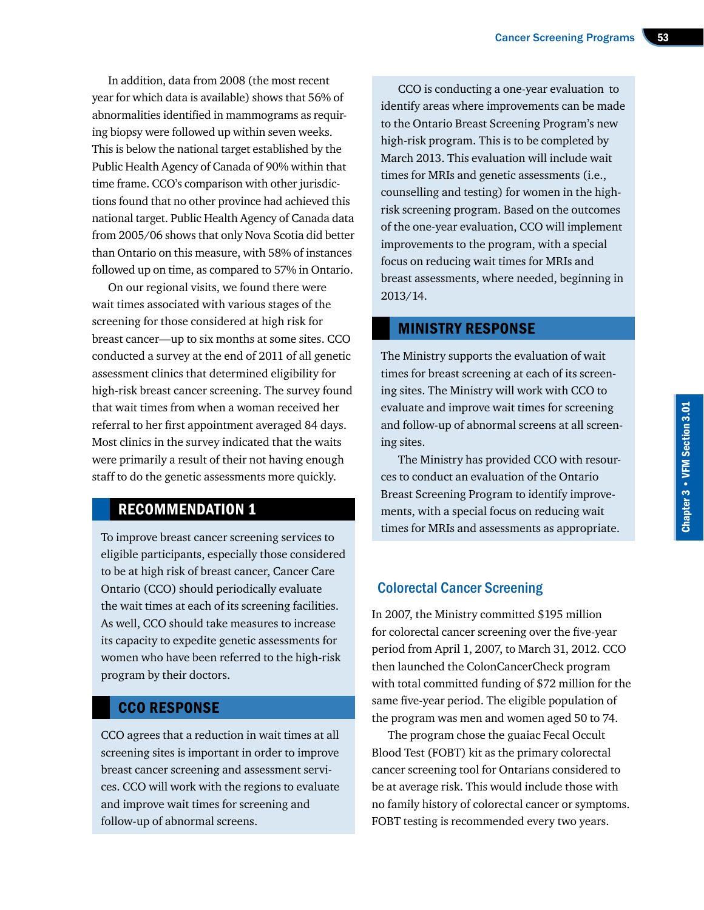In addition, data from 2008 (the most recent year for which data is available) shows that 56% of abnormalities identified in mammograms as requiring biopsy were followed up within seven weeks. This is below the national target established by the Public Health Agency of Canada of 90% within that time frame. CCO's comparison with other jurisdictions found that no other province had achieved this national target. Public Health Agency of Canada data from 2005/06 shows that only Nova Scotia did better than Ontario on this measure, with 58% of instances followed up on time, as compared to 57% in Ontario.

On our regional visits, we found there were wait times associated with various stages of the screening for those considered at high risk for breast cancer—up to six months at some sites. CCO conducted a survey at the end of 2011 of all genetic assessment clinics that determined eligibility for high-risk breast cancer screening. The survey found that wait times from when a woman received her referral to her first appointment averaged 84 days. Most clinics in the survey indicated that the waits were primarily a result of their not having enough staff to do the genetic assessments more quickly.

## RECOMMENDATION 1

To improve breast cancer screening services to eligible participants, especially those considered to be at high risk of breast cancer, Cancer Care Ontario (CCO) should periodically evaluate the wait times at each of its screening facilities. As well, CCO should take measures to increase its capacity to expedite genetic assessments for women who have been referred to the high-risk program by their doctors.

## CCO RESPONSE

CCO agrees that a reduction in wait times at all screening sites is important in order to improve breast cancer screening and assessment services. CCO will work with the regions to evaluate and improve wait times for screening and follow-up of abnormal screens.

CCO is conducting a one-year evaluation to identify areas where improvements can be made to the Ontario Breast Screening Program's new high-risk program. This is to be completed by March 2013. This evaluation will include wait times for MRIs and genetic assessments (i.e., counselling and testing) for women in the high-risk screening program. Based on the outcomes of the one-year evaluation, CCO will implement improvements to the program, with a special focus on reducing wait times for MRIs and breast assessments, where needed, beginning in 2013/14.

## MINISTRY RESPONSE

The Ministry supports the evaluation of wait times for breast screening at each of its screening sites. The Ministry will work with CCO to evaluate and improve wait times for screening and follow-up of abnormal screens at all screening sites.

The Ministry has provided CCO with resources to conduct an evaluation of the Ontario Breast Screening Program to identify improvements, with a special focus on reducing wait times for MRIs and assessments as appropriate.

## Colorectal Cancer Screening

In 2007, the Ministry committed $195 million for colorectal cancer screening over the five-year period from April 1, 2007, to March 31, 2012. CCO then launched the ColonCancerCheck program with total committed funding of $72 million for the same five-year period. The eligible population of the program was men and women aged 50 to 74.

The program chose the guaiac Fecal Occult Blood Test (FOBT) kit as the primary colorectal cancer screening tool for Ontarians considered to be at average risk. This would include those with no family history of colorectal cancer or symptoms. FOBT testing is recommended every two years.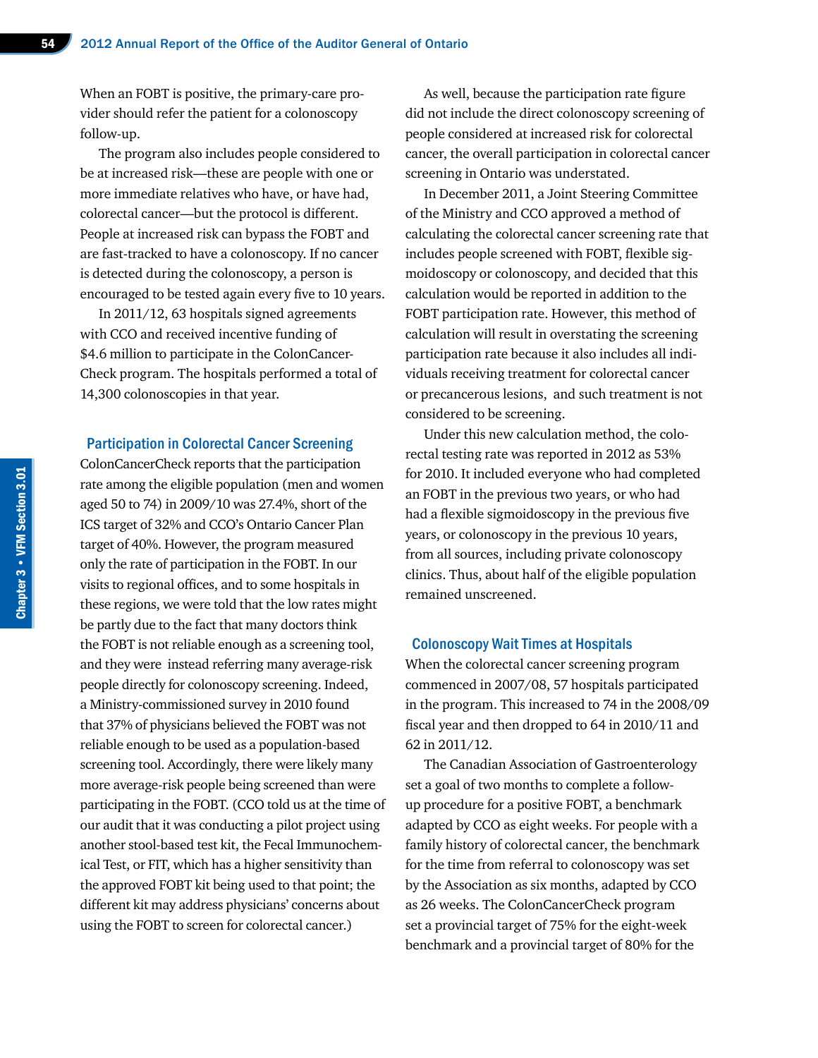When an FOBT is positive, the primary-care provider should refer the patient for a colonoscopy follow-up.

The program also includes people considered to be at increased risk—these are people with one or more immediate relatives who have, or have had, colorectal cancer—but the protocol is different. People at increased risk can bypass the FOBT and are fast-tracked to have a colonoscopy. If no cancer is detected during the colonoscopy, a person is encouraged to be tested again every five to 10 years.

In 2011/12, 63 hospitals signed agreements with CCO and received incentive funding of $4.6 million to participate in the ColonCancerCheck program. The hospitals performed a total of 14,300 colonoscopies in that year.

### Participation in Colorectal Cancer Screening

ColonCancerCheck reports that the participation rate among the eligible population (men and women aged 50 to 74) in 2009/10 was 27.4%, short of the ICS target of 32% and CCO's Ontario Cancer Plan target of 40%. However, the program measured only the rate of participation in the FOBT. In our visits to regional offices, and to some hospitals in these regions, we were told that the low rates might be partly due to the fact that many doctors think the FOBT is not reliable enough as a screening tool, and they were instead referring many average-risk people directly for colonoscopy screening. Indeed, a Ministry-commissioned survey in 2010 found that 37% of physicians believed the FOBT was not reliable enough to be used as a population-based screening tool. Accordingly, there were likely many more average-risk people being screened than were participating in the FOBT. (CCO told us at the time of our audit that it was conducting a pilot project using another stool-based test kit, the Fecal Immunochemical Test, or FIT, which has a higher sensitivity than the approved FOBT kit being used to that point; the different kit may address physicians' concerns about using the FOBT to screen for colorectal cancer.)

As well, because the participation rate figure did not include the direct colonoscopy screening of people considered at increased risk for colorectal cancer, the overall participation in colorectal cancer screening in Ontario was understated.

In December 2011, a Joint Steering Committee of the Ministry and CCO approved a method of calculating the colorectal cancer screening rate that includes people screened with FOBT, flexible sigmoidoscopy or colonoscopy, and decided that this calculation would be reported in addition to the FOBT participation rate. However, this method of calculation will result in overstating the screening participation rate because it also includes all individuals receiving treatment for colorectal cancer or precancerous lesions, and such treatment is not considered to be screening.

Under this new calculation method, the colorectal testing rate was reported in 2012 as 53% for 2010. It included everyone who had completed an FOBT in the previous two years, or who had had a flexible sigmoidoscopy in the previous five years, or colonoscopy in the previous 10 years, from all sources, including private colonoscopy clinics. Thus, about half of the eligible population remained unscreened.

### Colonoscopy Wait Times at Hospitals

When the colorectal cancer screening program commenced in 2007/08, 57 hospitals participated in the program. This increased to 74 in the 2008/09 fiscal year and then dropped to 64 in 2010/11 and 62 in 2011/12.

The Canadian Association of Gastroenterology set a goal of two months to complete a follow-up procedure for a positive FOBT, a benchmark adapted by CCO as eight weeks. For people with a family history of colorectal cancer, the benchmark for the time from referral to colonoscopy was set by the Association as six months, adapted by CCO as 26 weeks. The ColonCancerCheck program set a provincial target of 75% for the eight-week benchmark and a provincial target of 80% for the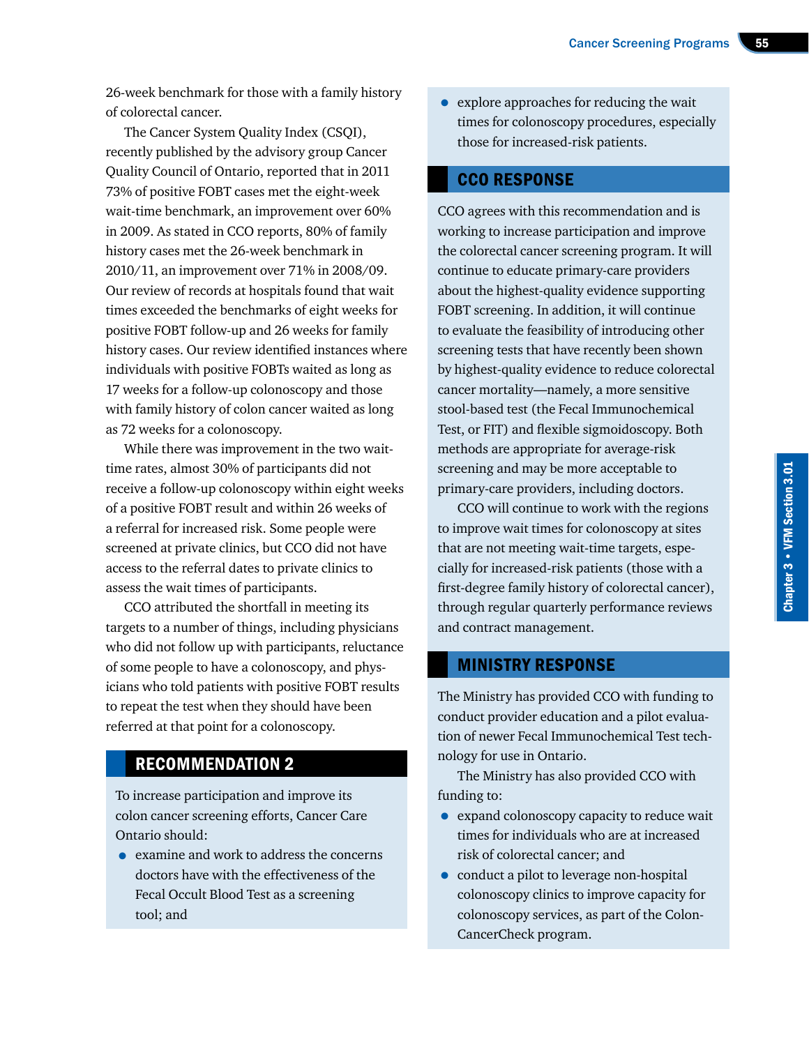26-week benchmark for those with a family history of colorectal cancer.

The Cancer System Quality Index (CSQI), recently published by the advisory group Cancer Quality Council of Ontario, reported that in 2011 73% of positive FOBT cases met the eight-week wait-time benchmark, an improvement over 60% in 2009. As stated in CCO reports, 80% of family history cases met the 26-week benchmark in 2010/11, an improvement over 71% in 2008/09. Our review of records at hospitals found that wait times exceeded the benchmarks of eight weeks for positive FOBT follow-up and 26 weeks for family history cases. Our review identified instances where individuals with positive FOBTs waited as long as 17 weeks for a follow-up colonoscopy and those with family history of colon cancer waited as long as 72 weeks for a colonoscopy.

While there was improvement in the two wait-time rates, almost 30% of participants did not receive a follow-up colonoscopy within eight weeks of a positive FOBT result and within 26 weeks of a referral for increased risk. Some people were screened at private clinics, but CCO did not have access to the referral dates to private clinics to assess the wait times of participants.

CCO attributed the shortfall in meeting its targets to a number of things, including physicians who did not follow up with participants, reluctance of some people to have a colonoscopy, and physicians who told patients with positive FOBT results to repeat the test when they should have been referred at that point for a colonoscopy.

## RECOMMENDATION 2

To increase participation and improve its colon cancer screening efforts, Cancer Care Ontario should:

- examine and work to address the concerns doctors have with the effectiveness of the Fecal Occult Blood Test as a screening tool; and
- explore approaches for reducing the wait times for colonoscopy procedures, especially those for increased-risk patients.

## CCO RESPONSE

CCO agrees with this recommendation and is working to increase participation and improve the colorectal cancer screening program. It will continue to educate primary-care providers about the highest-quality evidence supporting FOBT screening. In addition, it will continue to evaluate the feasibility of introducing other screening tests that have recently been shown by highest-quality evidence to reduce colorectal cancer mortality—namely, a more sensitive stool-based test (the Fecal Immunochemical Test, or FIT) and flexible sigmoidoscopy. Both methods are appropriate for average-risk screening and may be more acceptable to primary-care providers, including doctors.

CCO will continue to work with the regions to improve wait times for colonoscopy at sites that are not meeting wait-time targets, especially for increased-risk patients (those with a first-degree family history of colorectal cancer), through regular quarterly performance reviews and contract management.

## MINISTRY RESPONSE

The Ministry has provided CCO with funding to conduct provider education and a pilot evaluation of newer Fecal Immunochemical Test technology for use in Ontario.

The Ministry has also provided CCO with funding to:

- expand colonoscopy capacity to reduce wait times for individuals who are at increased risk of colorectal cancer; and
- conduct a pilot to leverage non-hospital colonoscopy clinics to improve capacity for colonoscopy services, as part of the ColonCancerCheck program.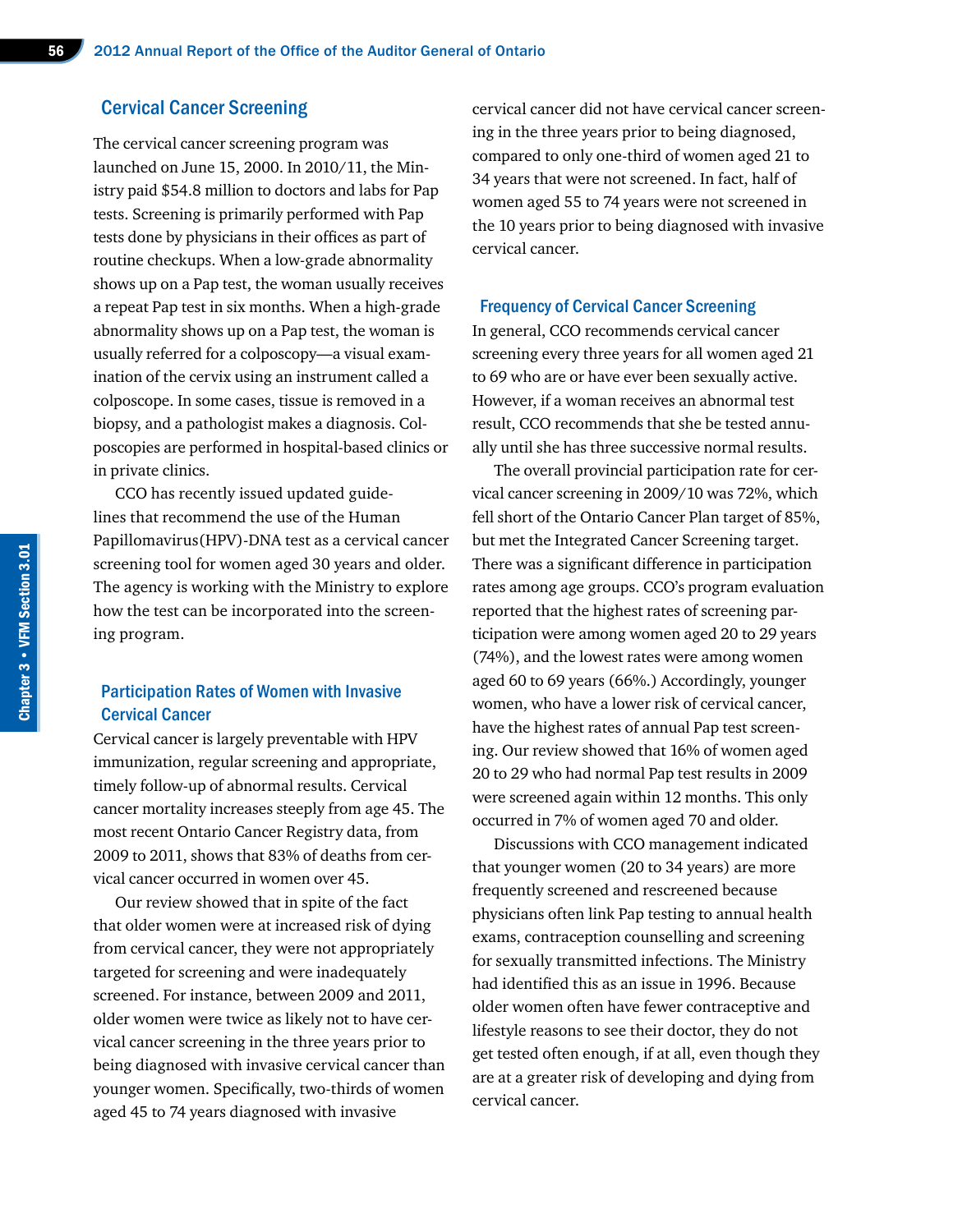## Cervical Cancer Screening

The cervical cancer screening program was launched on June 15, 2000. In 2010/11, the Ministry paid $54.8 million to doctors and labs for Pap tests. Screening is primarily performed with Pap tests done by physicians in their offices as part of routine checkups. When a low-grade abnormality shows up on a Pap test, the woman usually receives a repeat Pap test in six months. When a high-grade abnormality shows up on a Pap test, the woman is usually referred for a colposcopy—a visual examination of the cervix using an instrument called a colposcope. In some cases, tissue is removed in a biopsy, and a pathologist makes a diagnosis. Colposcopies are performed in hospital-based clinics or in private clinics.

CCO has recently issued updated guidelines that recommend the use of the Human Papillomavirus(HPV)-DNA test as a cervical cancer screening tool for women aged 30 years and older. The agency is working with the Ministry to explore how the test can be incorporated into the screening program.

### Participation Rates of Women with Invasive Cervical Cancer

Cervical cancer is largely preventable with HPV immunization, regular screening and appropriate, timely follow-up of abnormal results. Cervical cancer mortality increases steeply from age 45. The most recent Ontario Cancer Registry data, from 2009 to 2011, shows that 83% of deaths from cervical cancer occurred in women over 45.

Our review showed that in spite of the fact that older women were at increased risk of dying from cervical cancer, they were not appropriately targeted for screening and were inadequately screened. For instance, between 2009 and 2011, older women were twice as likely not to have cervical cancer screening in the three years prior to being diagnosed with invasive cervical cancer than younger women. Specifically, two-thirds of women aged 45 to 74 years diagnosed with invasive cervical cancer did not have cervical cancer screening in the three years prior to being diagnosed, compared to only one-third of women aged 21 to 34 years that were not screened. In fact, half of women aged 55 to 74 years were not screened in the 10 years prior to being diagnosed with invasive cervical cancer.

### Frequency of Cervical Cancer Screening

In general, CCO recommends cervical cancer screening every three years for all women aged 21 to 69 who are or have ever been sexually active. However, if a woman receives an abnormal test result, CCO recommends that she be tested annually until she has three successive normal results.

The overall provincial participation rate for cervical cancer screening in 2009/10 was 72%, which fell short of the Ontario Cancer Plan target of 85%, but met the Integrated Cancer Screening target. There was a significant difference in participation rates among age groups. CCO's program evaluation reported that the highest rates of screening participation were among women aged 20 to 29 years (74%), and the lowest rates were among women aged 60 to 69 years (66%.) Accordingly, younger women, who have a lower risk of cervical cancer, have the highest rates of annual Pap test screening. Our review showed that 16% of women aged 20 to 29 who had normal Pap test results in 2009 were screened again within 12 months. This only occurred in 7% of women aged 70 and older.

Discussions with CCO management indicated that younger women (20 to 34 years) are more frequently screened and rescreened because physicians often link Pap testing to annual health exams, contraception counselling and screening for sexually transmitted infections. The Ministry had identified this as an issue in 1996. Because older women often have fewer contraceptive and lifestyle reasons to see their doctor, they do not get tested often enough, if at all, even though they are at a greater risk of developing and dying from cervical cancer.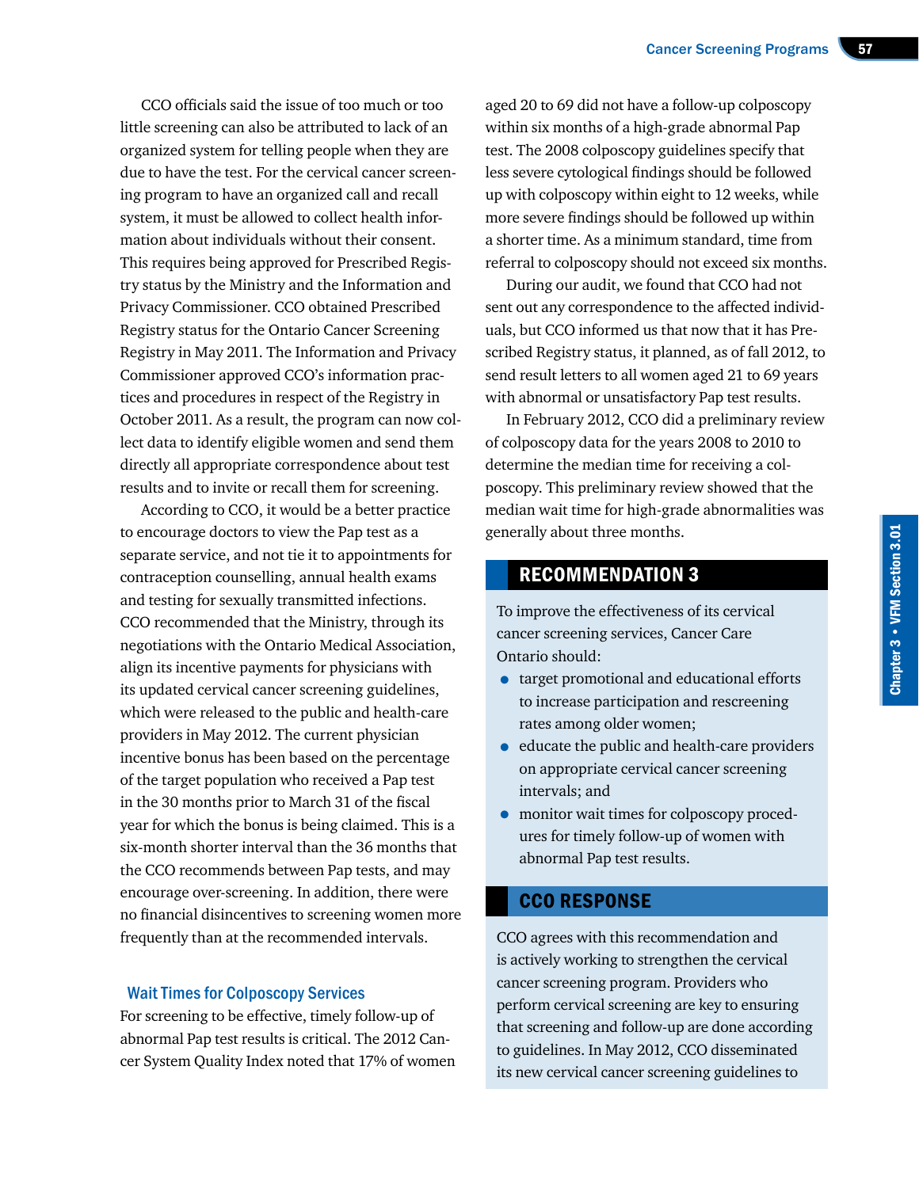CCO officials said the issue of too much or too little screening can also be attributed to lack of an organized system for telling people when they are due to have the test. For the cervical cancer screening program to have an organized call and recall system, it must be allowed to collect health information about individuals without their consent. This requires being approved for Prescribed Registry status by the Ministry and the Information and Privacy Commissioner. CCO obtained Prescribed Registry status for the Ontario Cancer Screening Registry in May 2011. The Information and Privacy Commissioner approved CCO's information practices and procedures in respect of the Registry in October 2011. As a result, the program can now collect data to identify eligible women and send them directly all appropriate correspondence about test results and to invite or recall them for screening.

According to CCO, it would be a better practice to encourage doctors to view the Pap test as a separate service, and not tie it to appointments for contraception counselling, annual health exams and testing for sexually transmitted infections. CCO recommended that the Ministry, through its negotiations with the Ontario Medical Association, align its incentive payments for physicians with its updated cervical cancer screening guidelines, which were released to the public and health-care providers in May 2012. The current physician incentive bonus has been based on the percentage of the target population who received a Pap test in the 30 months prior to March 31 of the fiscal year for which the bonus is being claimed. This is a six-month shorter interval than the 36 months that the CCO recommends between Pap tests, and may encourage over-screening. In addition, there were no financial disincentives to screening women more frequently than at the recommended intervals.

### Wait Times for Colposcopy Services

For screening to be effective, timely follow-up of abnormal Pap test results is critical. The 2012 Cancer System Quality Index noted that 17% of women aged 20 to 69 did not have a follow-up colposcopy within six months of a high-grade abnormal Pap test. The 2008 colposcopy guidelines specify that less severe cytological findings should be followed up with colposcopy within eight to 12 weeks, while more severe findings should be followed up within a shorter time. As a minimum standard, time from referral to colposcopy should not exceed six months.

During our audit, we found that CCO had not sent out any correspondence to the affected individuals, but CCO informed us that now that it has Prescribed Registry status, it planned, as of fall 2012, to send result letters to all women aged 21 to 69 years with abnormal or unsatisfactory Pap test results.

In February 2012, CCO did a preliminary review of colposcopy data for the years 2008 to 2010 to determine the median time for receiving a colposcopy. This preliminary review showed that the median wait time for high-grade abnormalities was generally about three months.

## RECOMMENDATION 3

To improve the effectiveness of its cervical cancer screening services, Cancer Care Ontario should:

- target promotional and educational efforts to increase participation and rescreening rates among older women;
- educate the public and health-care providers on appropriate cervical cancer screening intervals; and
- monitor wait times for colposcopy procedures for timely follow-up of women with abnormal Pap test results.

## CCO RESPONSE

CCO agrees with this recommendation and is actively working to strengthen the cervical cancer screening program. Providers who perform cervical screening are key to ensuring that screening and follow-up are done according to guidelines. In May 2012, CCO disseminated its new cervical cancer screening guidelines to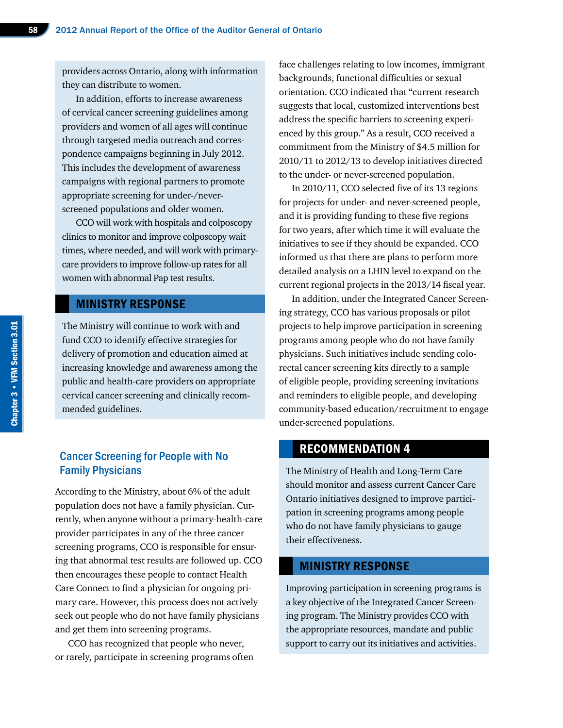providers across Ontario, along with information they can distribute to women.

In addition, efforts to increase awareness of cervical cancer screening guidelines among providers and women of all ages will continue through targeted media outreach and correspondence campaigns beginning in July 2012. This includes the development of awareness campaigns with regional partners to promote appropriate screening for under-/never-screened populations and older women.

CCO will work with hospitals and colposcopy clinics to monitor and improve colposcopy wait times, where needed, and will work with primary-care providers to improve follow-up rates for all women with abnormal Pap test results.

## MINISTRY RESPONSE

The Ministry will continue to work with and fund CCO to identify effective strategies for delivery of promotion and education aimed at increasing knowledge and awareness among the public and health-care providers on appropriate cervical cancer screening and clinically recommended guidelines.

### Cancer Screening for People with No Family Physicians

According to the Ministry, about 6% of the adult population does not have a family physician. Currently, when anyone without a primary-health-care provider participates in any of the three cancer screening programs, CCO is responsible for ensuring that abnormal test results are followed up. CCO then encourages these people to contact Health Care Connect to find a physician for ongoing primary care. However, this process does not actively seek out people who do not have family physicians and get them into screening programs.

CCO has recognized that people who never, or rarely, participate in screening programs often face challenges relating to low incomes, immigrant backgrounds, functional difficulties or sexual orientation. CCO indicated that "current research suggests that local, customized interventions best address the specific barriers to screening experienced by this group." As a result, CCO received a commitment from the Ministry of $4.5 million for 2010/11 to 2012/13 to develop initiatives directed to the under- or never-screened population.

In 2010/11, CCO selected five of its 13 regions for projects for under- and never-screened people, and it is providing funding to these five regions for two years, after which time it will evaluate the initiatives to see if they should be expanded. CCO informed us that there are plans to perform more detailed analysis on a LHIN level to expand on the current regional projects in the 2013/14 fiscal year.

In addition, under the Integrated Cancer Screening strategy, CCO has various proposals or pilot projects to help improve participation in screening programs among people who do not have family physicians. Such initiatives include sending colorectal cancer screening kits directly to a sample of eligible people, providing screening invitations and reminders to eligible people, and developing community-based education/recruitment to engage under-screened populations.

## RECOMMENDATION 4

The Ministry of Health and Long-Term Care should monitor and assess current Cancer Care Ontario initiatives designed to improve participation in screening programs among people who do not have family physicians to gauge their effectiveness.

## MINISTRY RESPONSE

Improving participation in screening programs is a key objective of the Integrated Cancer Screening program. The Ministry provides CCO with the appropriate resources, mandate and public support to carry out its initiatives and activities.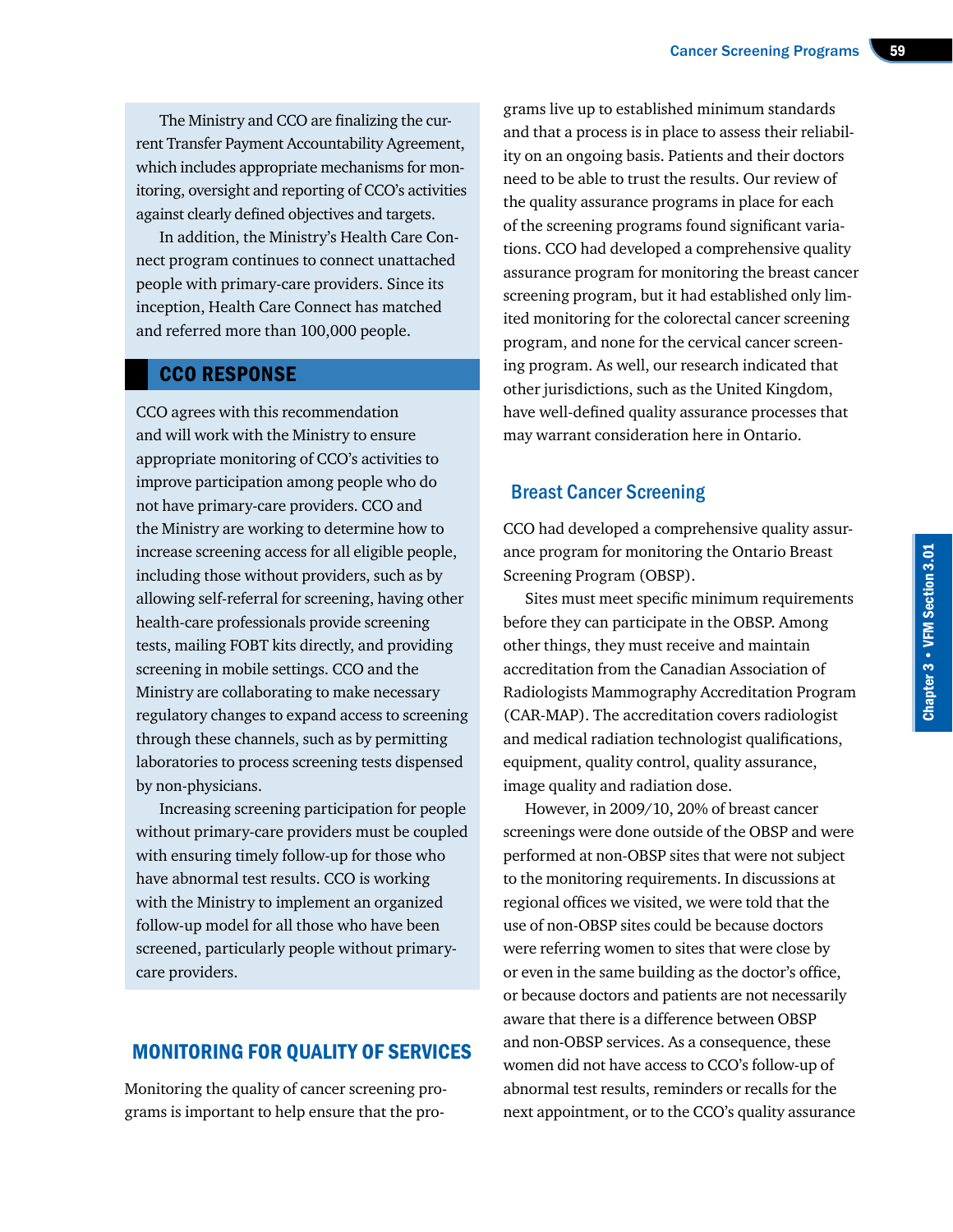The Ministry and CCO are finalizing the current Transfer Payment Accountability Agreement, which includes appropriate mechanisms for monitoring, oversight and reporting of CCO's activities against clearly defined objectives and targets.

In addition, the Ministry's Health Care Connect program continues to connect unattached people with primary-care providers. Since its inception, Health Care Connect has matched and referred more than 100,000 people.

## CCO RESPONSE

CCO agrees with this recommendation and will work with the Ministry to ensure appropriate monitoring of CCO's activities to improve participation among people who do not have primary-care providers. CCO and the Ministry are working to determine how to increase screening access for all eligible people, including those without providers, such as by allowing self-referral for screening, having other health-care professionals provide screening tests, mailing FOBT kits directly, and providing screening in mobile settings. CCO and the Ministry are collaborating to make necessary regulatory changes to expand access to screening through these channels, such as by permitting laboratories to process screening tests dispensed by non-physicians.

Increasing screening participation for people without primary-care providers must be coupled with ensuring timely follow-up for those who have abnormal test results. CCO is working with the Ministry to implement an organized follow-up model for all those who have been screened, particularly people without primary-care providers.

## MONITORING FOR QUALITY OF SERVICES

Monitoring the quality of cancer screening programs is important to help ensure that the programs live up to established minimum standards and that a process is in place to assess their reliability on an ongoing basis. Patients and their doctors need to be able to trust the results. Our review of the quality assurance programs in place for each of the screening programs found significant variations. CCO had developed a comprehensive quality assurance program for monitoring the breast cancer screening program, but it had established only limited monitoring for the colorectal cancer screening program, and none for the cervical cancer screening program. As well, our research indicated that other jurisdictions, such as the United Kingdom, have well-defined quality assurance processes that may warrant consideration here in Ontario.

### Breast Cancer Screening

CCO had developed a comprehensive quality assurance program for monitoring the Ontario Breast Screening Program (OBSP).

Sites must meet specific minimum requirements before they can participate in the OBSP. Among other things, they must receive and maintain accreditation from the Canadian Association of Radiologists Mammography Accreditation Program (CAR-MAP). The accreditation covers radiologist and medical radiation technologist qualifications, equipment, quality control, quality assurance, image quality and radiation dose.

However, in 2009/10, 20% of breast cancer screenings were done outside of the OBSP and were performed at non-OBSP sites that were not subject to the monitoring requirements. In discussions at regional offices we visited, we were told that the use of non-OBSP sites could be because doctors were referring women to sites that were close by or even in the same building as the doctor's office, or because doctors and patients are not necessarily aware that there is a difference between OBSP and non-OBSP services. As a consequence, these women did not have access to CCO's follow-up of abnormal test results, reminders or recalls for the next appointment, or to the CCO's quality assurance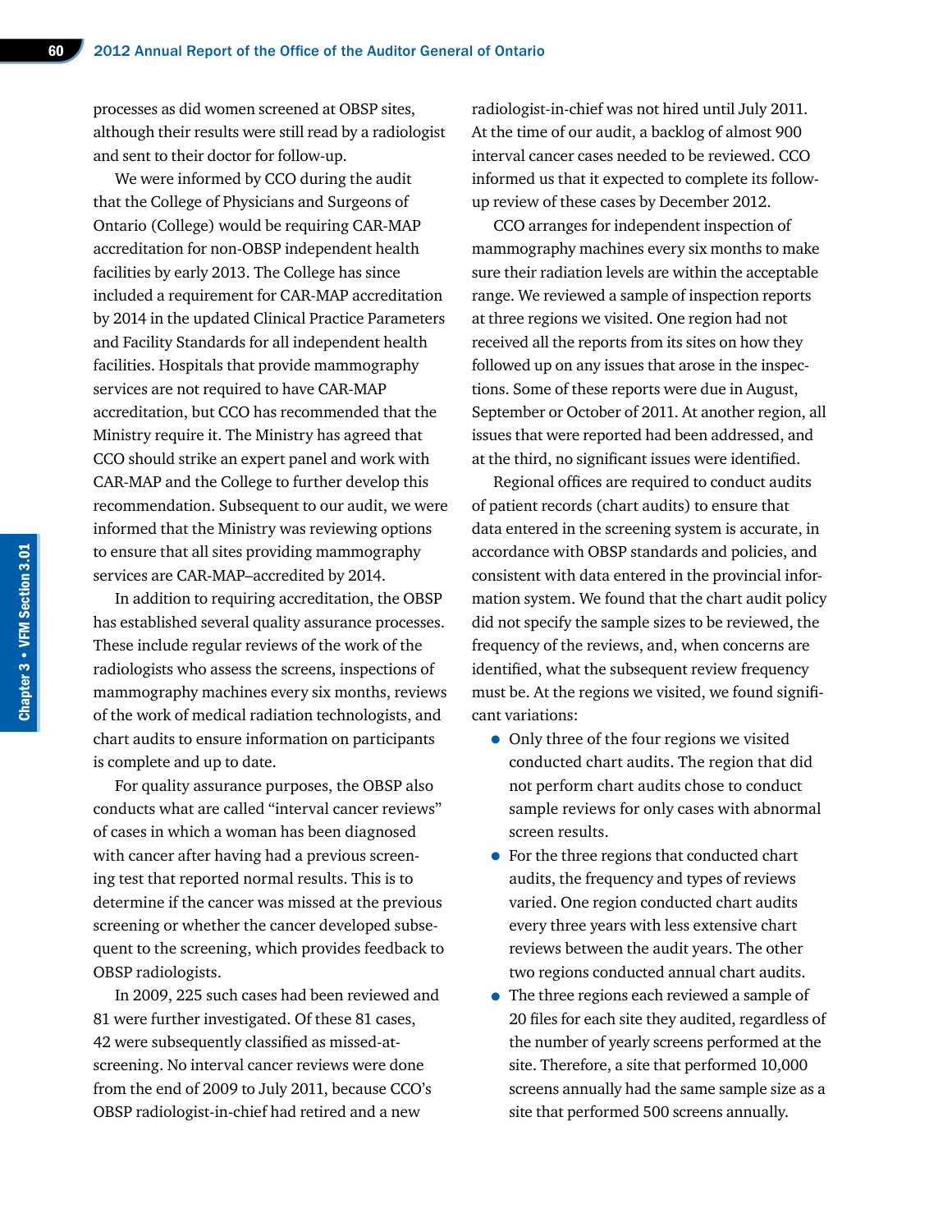processes as did women screened at OBSP sites, although their results were still read by a radiologist and sent to their doctor for follow-up.

We were informed by CCO during the audit that the College of Physicians and Surgeons of Ontario (College) would be requiring CAR-MAP accreditation for non-OBSP independent health facilities by early 2013. The College has since included a requirement for CAR-MAP accreditation by 2014 in the updated Clinical Practice Parameters and Facility Standards for all independent health facilities. Hospitals that provide mammography services are not required to have CAR-MAP accreditation, but CCO has recommended that the Ministry require it. The Ministry has agreed that CCO should strike an expert panel and work with CAR-MAP and the College to further develop this recommendation. Subsequent to our audit, we were informed that the Ministry was reviewing options to ensure that all sites providing mammography services are CAR-MAP–accredited by 2014.

In addition to requiring accreditation, the OBSP has established several quality assurance processes. These include regular reviews of the work of the radiologists who assess the screens, inspections of mammography machines every six months, reviews of the work of medical radiation technologists, and chart audits to ensure information on participants is complete and up to date.

For quality assurance purposes, the OBSP also conducts what are called "interval cancer reviews" of cases in which a woman has been diagnosed with cancer after having had a previous screening test that reported normal results. This is to determine if the cancer was missed at the previous screening or whether the cancer developed subsequent to the screening, which provides feedback to OBSP radiologists.

In 2009, 225 such cases had been reviewed and 81 were further investigated. Of these 81 cases, 42 were subsequently classified as missed-at-screening. No interval cancer reviews were done from the end of 2009 to July 2011, because CCO's OBSP radiologist-in-chief had retired and a new radiologist-in-chief was not hired until July 2011. At the time of our audit, a backlog of almost 900 interval cancer cases needed to be reviewed. CCO informed us that it expected to complete its follow-up review of these cases by December 2012.

CCO arranges for independent inspection of mammography machines every six months to make sure their radiation levels are within the acceptable range. We reviewed a sample of inspection reports at three regions we visited. One region had not received all the reports from its sites on how they followed up on any issues that arose in the inspections. Some of these reports were due in August, September or October of 2011. At another region, all issues that were reported had been addressed, and at the third, no significant issues were identified.

Regional offices are required to conduct audits of patient records (chart audits) to ensure that data entered in the screening system is accurate, in accordance with OBSP standards and policies, and consistent with data entered in the provincial information system. We found that the chart audit policy did not specify the sample sizes to be reviewed, the frequency of the reviews, and, when concerns are identified, what the subsequent review frequency must be. At the regions we visited, we found significant variations:

- Only three of the four regions we visited conducted chart audits. The region that did not perform chart audits chose to conduct sample reviews for only cases with abnormal screen results.
- For the three regions that conducted chart audits, the frequency and types of reviews varied. One region conducted chart audits every three years with less extensive chart reviews between the audit years. The other two regions conducted annual chart audits.
- The three regions each reviewed a sample of 20 files for each site they audited, regardless of the number of yearly screens performed at the site. Therefore, a site that performed 10,000 screens annually had the same sample size as a site that performed 500 screens annually.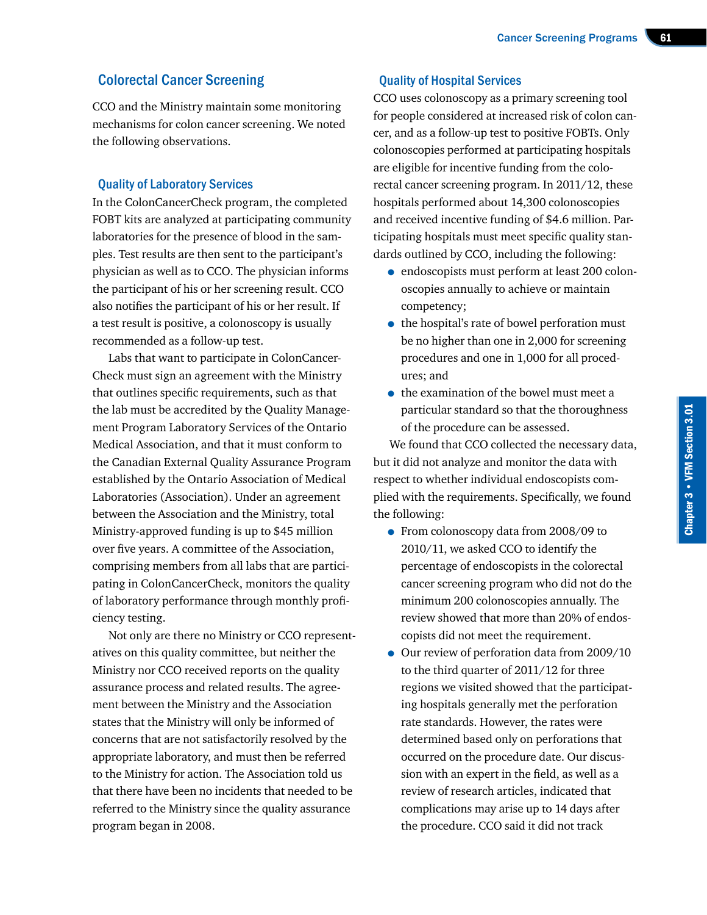## Colorectal Cancer Screening

CCO and the Ministry maintain some monitoring mechanisms for colon cancer screening. We noted the following observations.

### Quality of Laboratory Services

In the ColonCancerCheck program, the completed FOBT kits are analyzed at participating community laboratories for the presence of blood in the samples. Test results are then sent to the participant's physician as well as to CCO. The physician informs the participant of his or her screening result. CCO also notifies the participant of his or her result. If a test result is positive, a colonoscopy is usually recommended as a follow-up test.

Labs that want to participate in ColonCancerCheck must sign an agreement with the Ministry that outlines specific requirements, such as that the lab must be accredited by the Quality Management Program Laboratory Services of the Ontario Medical Association, and that it must conform to the Canadian External Quality Assurance Program established by the Ontario Association of Medical Laboratories (Association). Under an agreement between the Association and the Ministry, total Ministry-approved funding is up to $45 million over five years. A committee of the Association, comprising members from all labs that are participating in ColonCancerCheck, monitors the quality of laboratory performance through monthly proficiency testing.

Not only are there no Ministry or CCO representatives on this quality committee, but neither the Ministry nor CCO received reports on the quality assurance process and related results. The agreement between the Ministry and the Association states that the Ministry will only be informed of concerns that are not satisfactorily resolved by the appropriate laboratory, and must then be referred to the Ministry for action. The Association told us that there have been no incidents that needed to be referred to the Ministry since the quality assurance program began in 2008.

### Quality of Hospital Services

CCO uses colonoscopy as a primary screening tool for people considered at increased risk of colon cancer, and as a follow-up test to positive FOBTs. Only colonoscopies performed at participating hospitals are eligible for incentive funding from the colorectal cancer screening program. In 2011/12, these hospitals performed about 14,300 colonoscopies and received incentive funding of $4.6 million. Participating hospitals must meet specific quality standards outlined by CCO, including the following:

- endoscopists must perform at least 200 colonoscopies annually to achieve or maintain competency;
- the hospital's rate of bowel perforation must be no higher than one in 2,000 for screening procedures and one in 1,000 for all procedures; and
- the examination of the bowel must meet a particular standard so that the thoroughness of the procedure can be assessed.

We found that CCO collected the necessary data, but it did not analyze and monitor the data with respect to whether individual endoscopists complied with the requirements. Specifically, we found the following:

- From colonoscopy data from 2008/09 to 2010/11, we asked CCO to identify the percentage of endoscopists in the colorectal cancer screening program who did not do the minimum 200 colonoscopies annually. The review showed that more than 20% of endoscopists did not meet the requirement.
- Our review of perforation data from 2009/10 to the third quarter of 2011/12 for three regions we visited showed that the participating hospitals generally met the perforation rate standards. However, the rates were determined based only on perforations that occurred on the procedure date. Our discussion with an expert in the field, as well as a review of research articles, indicated that complications may arise up to 14 days after the procedure. CCO said it did not track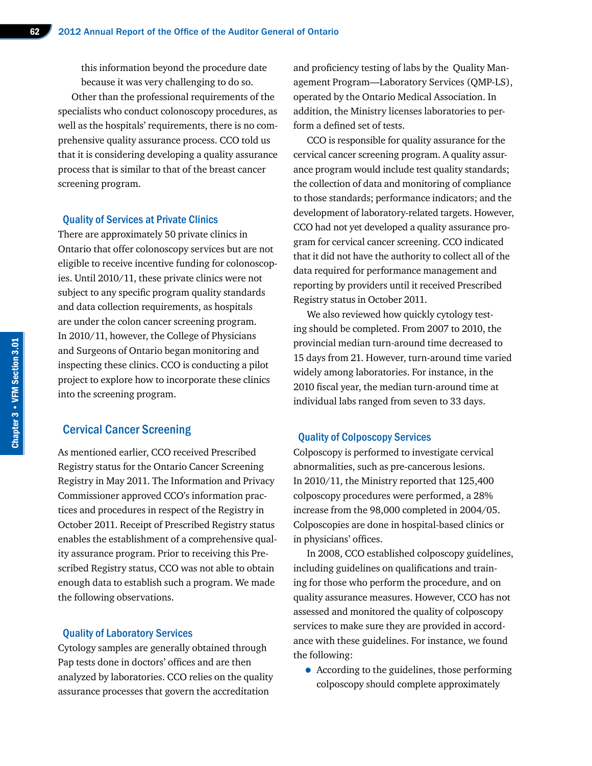this information beyond the procedure date because it was very challenging to do so.

Other than the professional requirements of the specialists who conduct colonoscopy procedures, as well as the hospitals' requirements, there is no comprehensive quality assurance process. CCO told us that it is considering developing a quality assurance process that is similar to that of the breast cancer screening program.

### Quality of Services at Private Clinics

There are approximately 50 private clinics in Ontario that offer colonoscopy services but are not eligible to receive incentive funding for colonoscopies. Until 2010/11, these private clinics were not subject to any specific program quality standards and data collection requirements, as hospitals are under the colon cancer screening program. In 2010/11, however, the College of Physicians and Surgeons of Ontario began monitoring and inspecting these clinics. CCO is conducting a pilot project to explore how to incorporate these clinics into the screening program.

## Cervical Cancer Screening

As mentioned earlier, CCO received Prescribed Registry status for the Ontario Cancer Screening Registry in May 2011. The Information and Privacy Commissioner approved CCO's information practices and procedures in respect of the Registry in October 2011. Receipt of Prescribed Registry status enables the establishment of a comprehensive quality assurance program. Prior to receiving this Prescribed Registry status, CCO was not able to obtain enough data to establish such a program. We made the following observations.

### Quality of Laboratory Services

Cytology samples are generally obtained through Pap tests done in doctors' offices and are then analyzed by laboratories. CCO relies on the quality assurance processes that govern the accreditation and proficiency testing of labs by the Quality Management Program—Laboratory Services (QMP-LS), operated by the Ontario Medical Association. In addition, the Ministry licenses laboratories to perform a defined set of tests.

CCO is responsible for quality assurance for the cervical cancer screening program. A quality assurance program would include test quality standards; the collection of data and monitoring of compliance to those standards; performance indicators; and the development of laboratory-related targets. However, CCO had not yet developed a quality assurance program for cervical cancer screening. CCO indicated that it did not have the authority to collect all of the data required for performance management and reporting by providers until it received Prescribed Registry status in October 2011.

We also reviewed how quickly cytology testing should be completed. From 2007 to 2010, the provincial median turn-around time decreased to 15 days from 21. However, turn-around time varied widely among laboratories. For instance, in the 2010 fiscal year, the median turn-around time at individual labs ranged from seven to 33 days.

### Quality of Colposcopy Services

Colposcopy is performed to investigate cervical abnormalities, such as pre-cancerous lesions. In 2010/11, the Ministry reported that 125,400 colposcopy procedures were performed, a 28% increase from the 98,000 completed in 2004/05. Colposcopies are done in hospital-based clinics or in physicians' offices.

In 2008, CCO established colposcopy guidelines, including guidelines on qualifications and training for those who perform the procedure, and on quality assurance measures. However, CCO has not assessed and monitored the quality of colposcopy services to make sure they are provided in accordance with these guidelines. For instance, we found the following:

- According to the guidelines, those performing colposcopy should complete approximately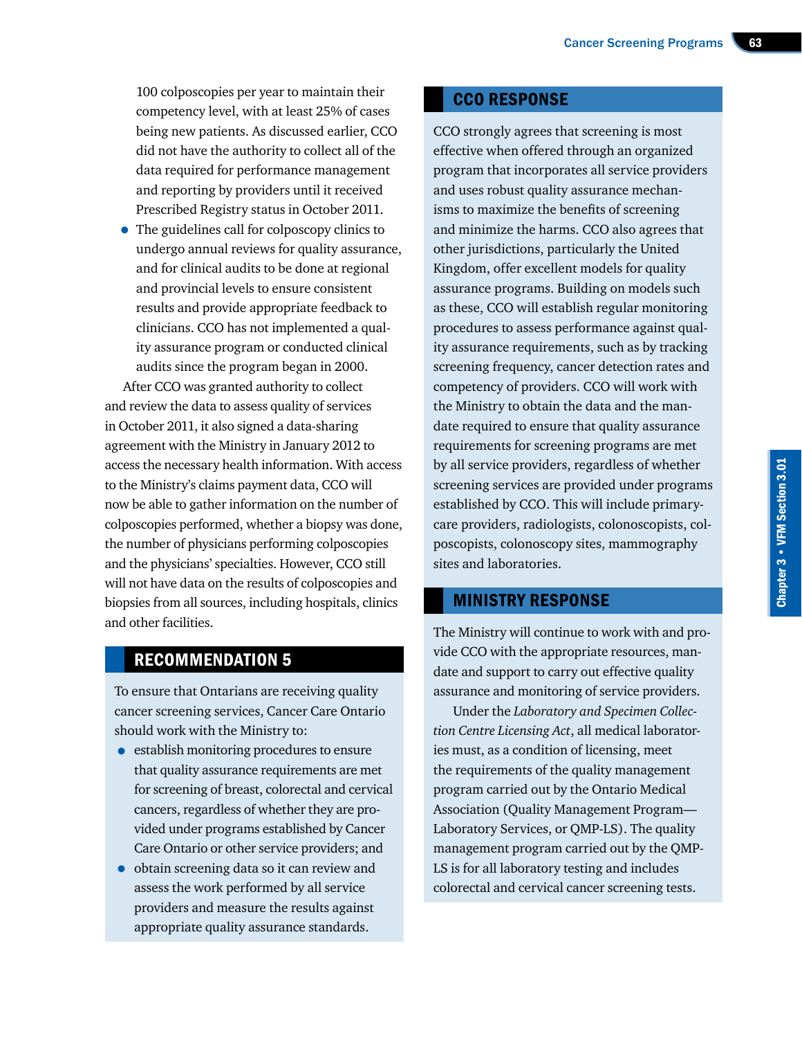100 colposcopies per year to maintain their competency level, with at least 25% of cases being new patients. As discussed earlier, CCO did not have the authority to collect all of the data required for performance management and reporting by providers until it received Prescribed Registry status in October 2011.

- The guidelines call for colposcopy clinics to undergo annual reviews for quality assurance, and for clinical audits to be done at regional and provincial levels to ensure consistent results and provide appropriate feedback to clinicians. CCO has not implemented a quality assurance program or conducted clinical audits since the program began in 2000.

After CCO was granted authority to collect and review the data to assess quality of services in October 2011, it also signed a data-sharing agreement with the Ministry in January 2012 to access the necessary health information. With access to the Ministry's claims payment data, CCO will now be able to gather information on the number of colposcopies performed, whether a biopsy was done, the number of physicians performing colposcopies and the physicians' specialties. However, CCO still will not have data on the results of colposcopies and biopsies from all sources, including hospitals, clinics and other facilities.

## RECOMMENDATION 5

To ensure that Ontarians are receiving quality cancer screening services, Cancer Care Ontario should work with the Ministry to:

- establish monitoring procedures to ensure that quality assurance requirements are met for screening of breast, colorectal and cervical cancers, regardless of whether they are provided under programs established by Cancer Care Ontario or other service providers; and
- obtain screening data so it can review and assess the work performed by all service providers and measure the results against appropriate quality assurance standards.

## CCO RESPONSE

CCO strongly agrees that screening is most effective when offered through an organized program that incorporates all service providers and uses robust quality assurance mechanisms to maximize the benefits of screening and minimize the harms. CCO also agrees that other jurisdictions, particularly the United Kingdom, offer excellent models for quality assurance programs. Building on models such as these, CCO will establish regular monitoring procedures to assess performance against quality assurance requirements, such as by tracking screening frequency, cancer detection rates and competency of providers. CCO will work with the Ministry to obtain the data and the mandate required to ensure that quality assurance requirements for screening programs are met by all service providers, regardless of whether screening services are provided under programs established by CCO. This will include primary-care providers, radiologists, colonoscopists, colposcopists, colonoscopy sites, mammography sites and laboratories.

## MINISTRY RESPONSE

The Ministry will continue to work with and provide CCO with the appropriate resources, mandate and support to carry out effective quality assurance and monitoring of service providers.

Under the *Laboratory and Specimen Collection Centre Licensing Act*, all medical laboratories must, as a condition of licensing, meet the requirements of the quality management program carried out by the Ontario Medical Association (Quality Management Program—Laboratory Services, or QMP-LS). The quality management program carried out by the QMP-LS is for all laboratory testing and includes colorectal and cervical cancer screening tests.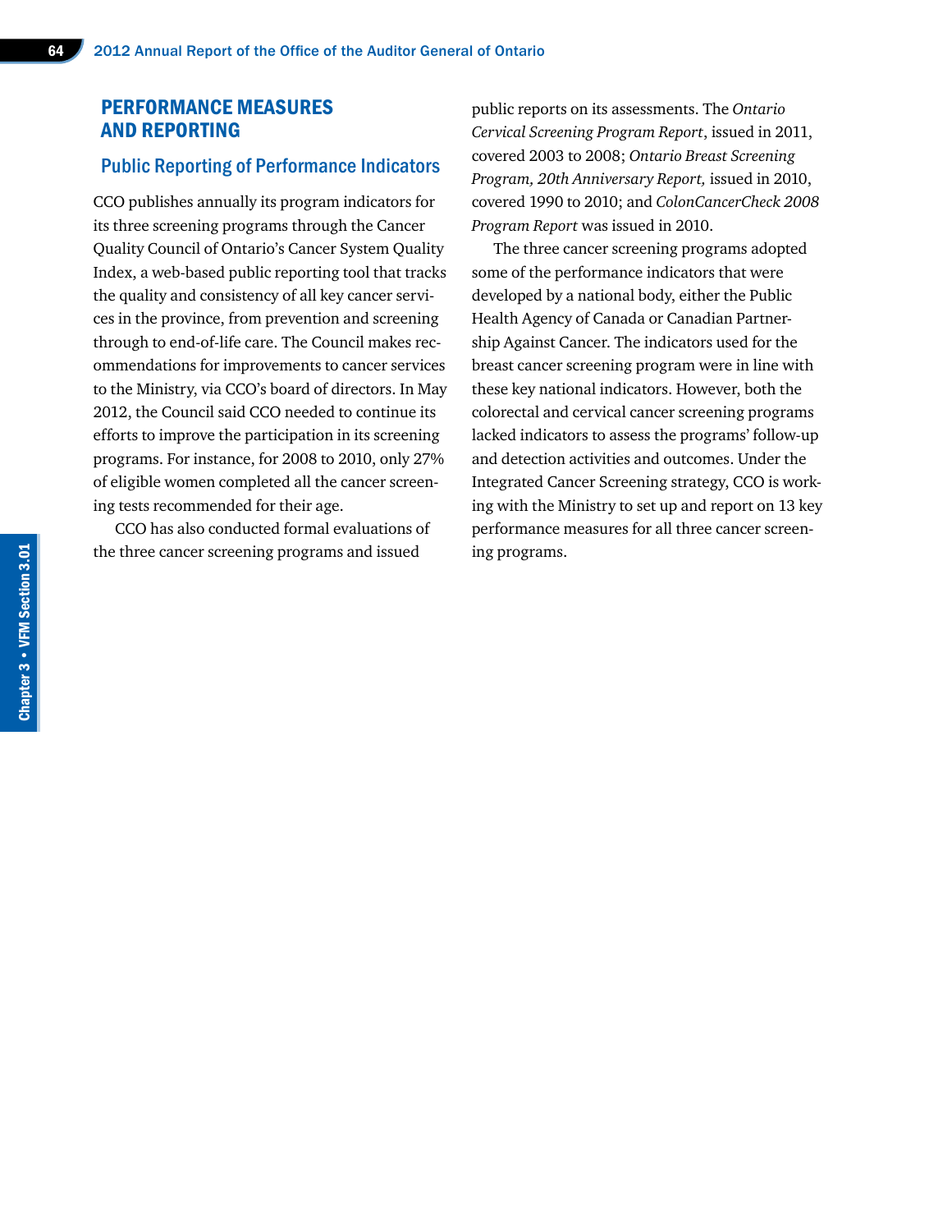## PERFORMANCE MEASURES AND REPORTING

### Public Reporting of Performance Indicators

CCO publishes annually its program indicators for its three screening programs through the Cancer Quality Council of Ontario's Cancer System Quality Index, a web-based public reporting tool that tracks the quality and consistency of all key cancer services in the province, from prevention and screening through to end-of-life care. The Council makes recommendations for improvements to cancer services to the Ministry, via CCO's board of directors. In May 2012, the Council said CCO needed to continue its efforts to improve the participation in its screening programs. For instance, for 2008 to 2010, only 27% of eligible women completed all the cancer screening tests recommended for their age.

CCO has also conducted formal evaluations of the three cancer screening programs and issued public reports on its assessments. The *Ontario Cervical Screening Program Report*, issued in 2011, covered 2003 to 2008; *Ontario Breast Screening Program, 20th Anniversary Report,* issued in 2010, covered 1990 to 2010; and *ColonCancerCheck 2008 Program Report* was issued in 2010.

The three cancer screening programs adopted some of the performance indicators that were developed by a national body, either the Public Health Agency of Canada or Canadian Partnership Against Cancer. The indicators used for the breast cancer screening program were in line with these key national indicators. However, both the colorectal and cervical cancer screening programs lacked indicators to assess the programs' follow-up and detection activities and outcomes. Under the Integrated Cancer Screening strategy, CCO is working with the Ministry to set up and report on 13 key performance measures for all three cancer screening programs.